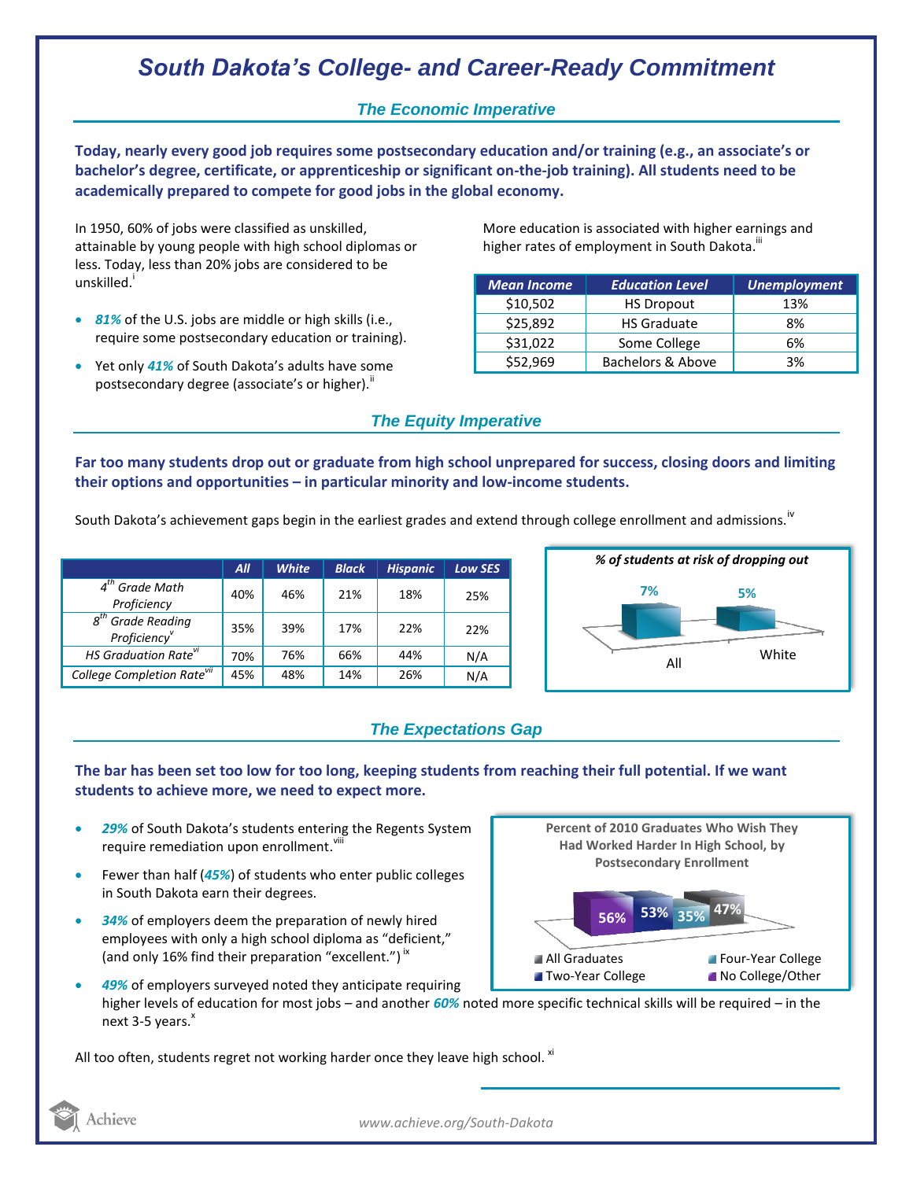# South Dakota's College- and Career-Ready Commitment

## The Economic Imperative

**Today, nearly every good job requires some postsecondary education and/or training (e.g., an associate's or bachelor's degree, certificate, or apprenticeship or significant on-the-job training). All students need to be academically prepared to compete for good jobs in the global economy.**

In 1950, 60% of jobs were classified as unskilled, attainable by young people with high school diplomas or less. Today, less than 20% jobs are considered to be unskilled.[i]

- ***81%*** of the U.S. jobs are middle or high skills (i.e., require some postsecondary education or training).
- Yet only ***41%*** of South Dakota's adults have some postsecondary degree (associate's or higher).[ii]

More education is associated with higher earnings and higher rates of employment in South Dakota.[iii]

| *Mean Income* | *Education Level* | *Unemployment* |
|---|---|---|
| $10,502 | HS Dropout | 13% |
| $25,892 | HS Graduate | 8% |
| $31,022 | Some College | 6% |
| $52,969 | Bachelors & Above | 3% |

## The Equity Imperative

**Far too many students drop out or graduate from high school unprepared for success, closing doors and limiting their options and opportunities – in particular minority and low-income students.**

South Dakota's achievement gaps begin in the earliest grades and extend through college enrollment and admissions.[iv]

| | *All* | *White* | *Black* | *Hispanic* | *Low SES* |
|---|---|---|---|---|---|
| *4th Grade Math Proficiency* | 40% | 46% | 21% | 18% | 25% |
| *8th Grade Reading Proficiency*[v] | 35% | 39% | 17% | 22% | 22% |
| *HS Graduation Rate*[vi] | 70% | 76% | 66% | 44% | N/A |
| *College Completion Rate*[vii] | 45% | 48% | 14% | 26% | N/A |

*% of students at risk of dropping out*

| All | White |
|---|---|
| 7% | 5% |

## The Expectations Gap

**The bar has been set too low for too long, keeping students from reaching their full potential. If we want students to achieve more, we need to expect more.**

- ***29%*** of South Dakota's students entering the Regents System require remediation upon enrollment.[viii]
- Fewer than half (***45%***) of students who enter public colleges in South Dakota earn their degrees.
- ***34%*** of employers deem the preparation of newly hired employees with only a high school diploma as "deficient," (and only 16% find their preparation "excellent.")[ix]
- ***49%*** of employers surveyed noted they anticipate requiring higher levels of education for most jobs – and another ***60%*** noted more specific technical skills will be required – in the next 3-5 years.[x]

**Percent of 2010 Graduates Who Wish They Had Worked Harder In High School, by Postsecondary Enrollment**

| All Graduates | Two-Year College | Four-Year College | No College/Other |
|---|---|---|---|
| 47% | 53% | 35% | 56% |

All too often, students regret not working harder once they leave high school.[xi]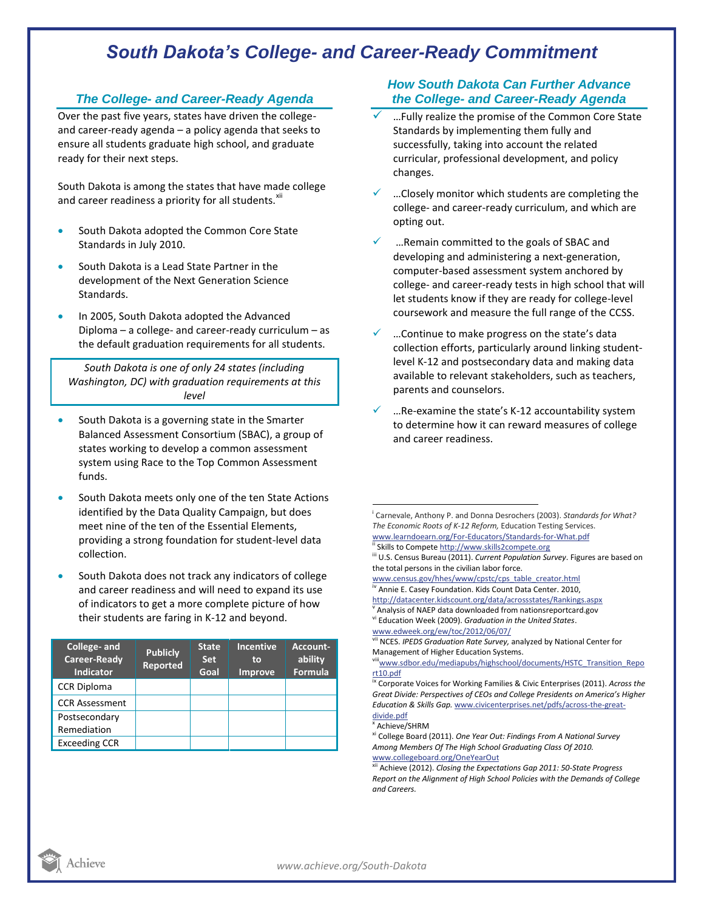# South Dakota's College- and Career-Ready Commitment

## The College- and Career-Ready Agenda

Over the past five years, states have driven the college- and career-ready agenda – a policy agenda that seeks to ensure all students graduate high school, and graduate ready for their next steps.

South Dakota is among the states that have made college and career readiness a priority for all students.[xii]

- South Dakota adopted the Common Core State Standards in July 2010.
- South Dakota is a Lead State Partner in the development of the Next Generation Science Standards.
- In 2005, South Dakota adopted the Advanced Diploma – a college- and career-ready curriculum – as the default graduation requirements for all students.

*South Dakota is one of only 24 states (including Washington, DC) with graduation requirements at this level*

- South Dakota is a governing state in the Smarter Balanced Assessment Consortium (SBAC), a group of states working to develop a common assessment system using Race to the Top Common Assessment funds.
- South Dakota meets only one of the ten State Actions identified by the Data Quality Campaign, but does meet nine of the ten of the Essential Elements, providing a strong foundation for student-level data collection.
- South Dakota does not track any indicators of college and career readiness and will need to expand its use of indicators to get a more complete picture of how their students are faring in K-12 and beyond.

| College- and Career-Ready Indicator | Publicly Reported | State Set Goal | Incentive to Improve | Accountability Formula |
|---|---|---|---|---|
| CCR Diploma | | | | |
| CCR Assessment | | | | |
| Postsecondary Remediation | | | | |
| Exceeding CCR | | | | |

## How South Dakota Can Further Advance the College- and Career-Ready Agenda

- ✓ …Fully realize the promise of the Common Core State Standards by implementing them fully and successfully, taking into account the related curricular, professional development, and policy changes.
- ✓ …Closely monitor which students are completing the college- and career-ready curriculum, and which are opting out.
- ✓ …Remain committed to the goals of SBAC and developing and administering a next-generation, computer-based assessment system anchored by college- and career-ready tests in high school that will let students know if they are ready for college-level coursework and measure the full range of the CCSS.
- ✓ …Continue to make progress on the state's data collection efforts, particularly around linking student-level K-12 and postsecondary data and making data available to relevant stakeholders, such as teachers, parents and counselors.
- ✓ …Re-examine the state's K-12 accountability system to determine how it can reward measures of college and career readiness.

---

[i] Carnevale, Anthony P. and Donna Desrochers (2003). *Standards for What? The Economic Roots of K-12 Reform,* Education Testing Services. www.learndoearn.org/For-Educators/Standards-for-What.pdf

[ii] Skills to Compete http://www.skills2compete.org

[iii] U.S. Census Bureau (2011). *Current Population Survey*. Figures are based on the total persons in the civilian labor force. www.census.gov/hhes/www/cpstc/cps_table_creator.html

[iv] Annie E. Casey Foundation. Kids Count Data Center. 2010, http://datacenter.kidscount.org/data/acrossstates/Rankings.aspx

[v] Analysis of NAEP data downloaded from nationsreportcard.gov

[vi] Education Week (2009). *Graduation in the United States*. www.edweek.org/ew/toc/2012/06/07/

[vii] NCES. *IPEDS Graduation Rate Survey,* analyzed by National Center for Management of Higher Education Systems.

[viii] www.sdbor.edu/mediapubs/highschool/documents/HSTC_Transition_Report10.pdf

[ix] Corporate Voices for Working Families & Civic Enterprises (2011). *Across the Great Divide: Perspectives of CEOs and College Presidents on America's Higher Education & Skills Gap.* www.civicenterprises.net/pdfs/across-the-great-divide.pdf

[x] Achieve/SHRM

[xi] College Board (2011). *One Year Out: Findings From A National Survey Among Members Of The High School Graduating Class Of 2010.* www.collegeboard.org/OneYearOut

[xii] Achieve (2012). *Closing the Expectations Gap 2011: 50-State Progress Report on the Alignment of High School Policies with the Demands of College and Careers.*